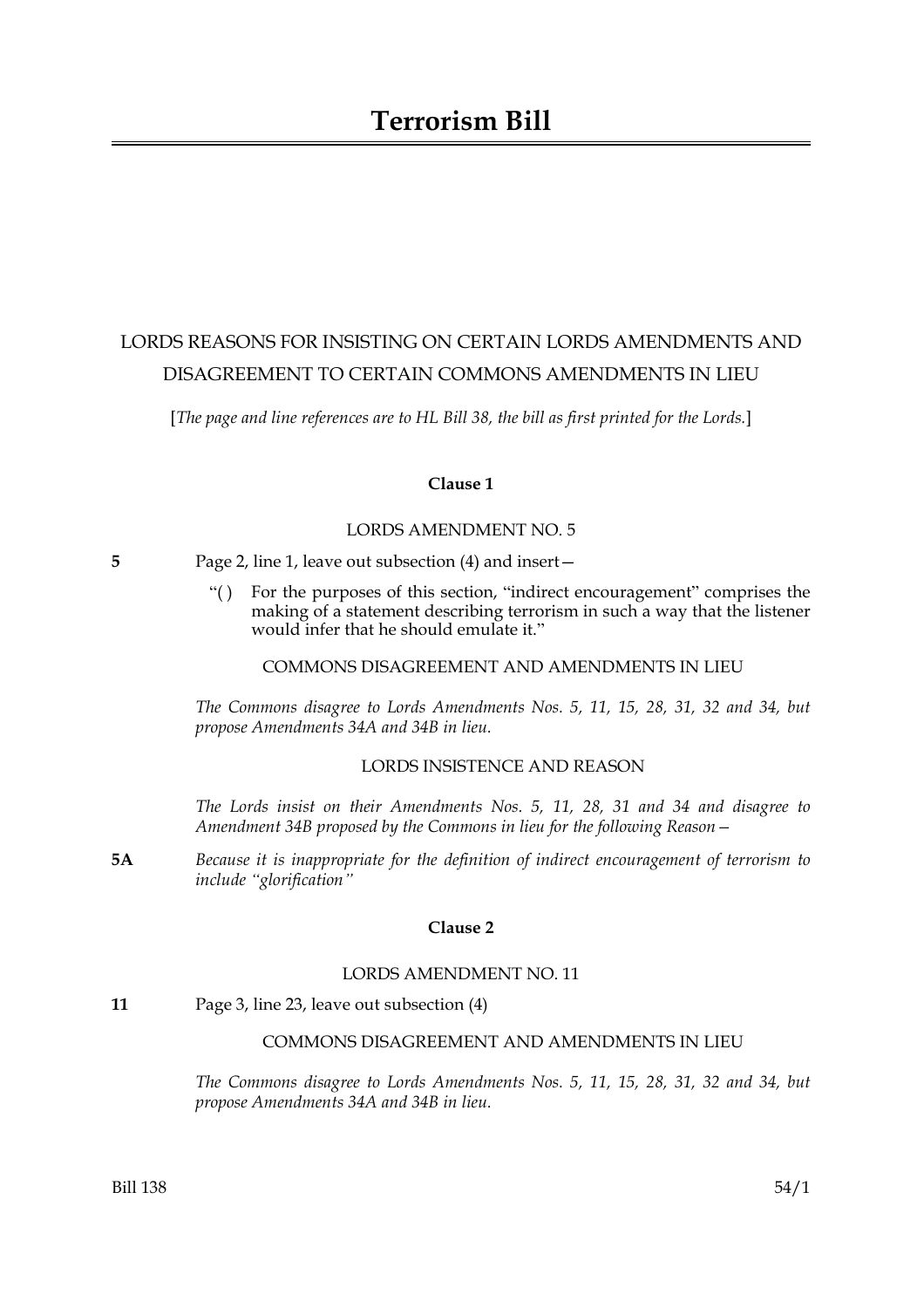# Terrorism Bill

## LORDS REASONS FOR INSISTING ON CERTAIN LORDS AMENDMENTS AND DISAGREEMENT TO CERTAIN COMMONS AMENDMENTS IN LIEU

[*The page and line references are to HL Bill 38, the bill as first printed for the Lords.*]

### Clause 1

LORDS AMENDMENT NO. 5

**5** Page 2, line 1, leave out subsection (4) and insert—

"( ) For the purposes of this section, "indirect encouragement" comprises the making of a statement describing terrorism in such a way that the listener would infer that he should emulate it."

COMMONS DISAGREEMENT AND AMENDMENTS IN LIEU

*The Commons disagree to Lords Amendments Nos. 5, 11, 15, 28, 31, 32 and 34, but propose Amendments 34A and 34B in lieu.*

LORDS INSISTENCE AND REASON

*The Lords insist on their Amendments Nos. 5, 11, 28, 31 and 34 and disagree to Amendment 34B proposed by the Commons in lieu for the following Reason—*

**5A** *Because it is inappropriate for the definition of indirect encouragement of terrorism to include "glorification"*

### Clause 2

LORDS AMENDMENT NO. 11

**11** Page 3, line 23, leave out subsection (4)

COMMONS DISAGREEMENT AND AMENDMENTS IN LIEU

*The Commons disagree to Lords Amendments Nos. 5, 11, 15, 28, 31, 32 and 34, but propose Amendments 34A and 34B in lieu.*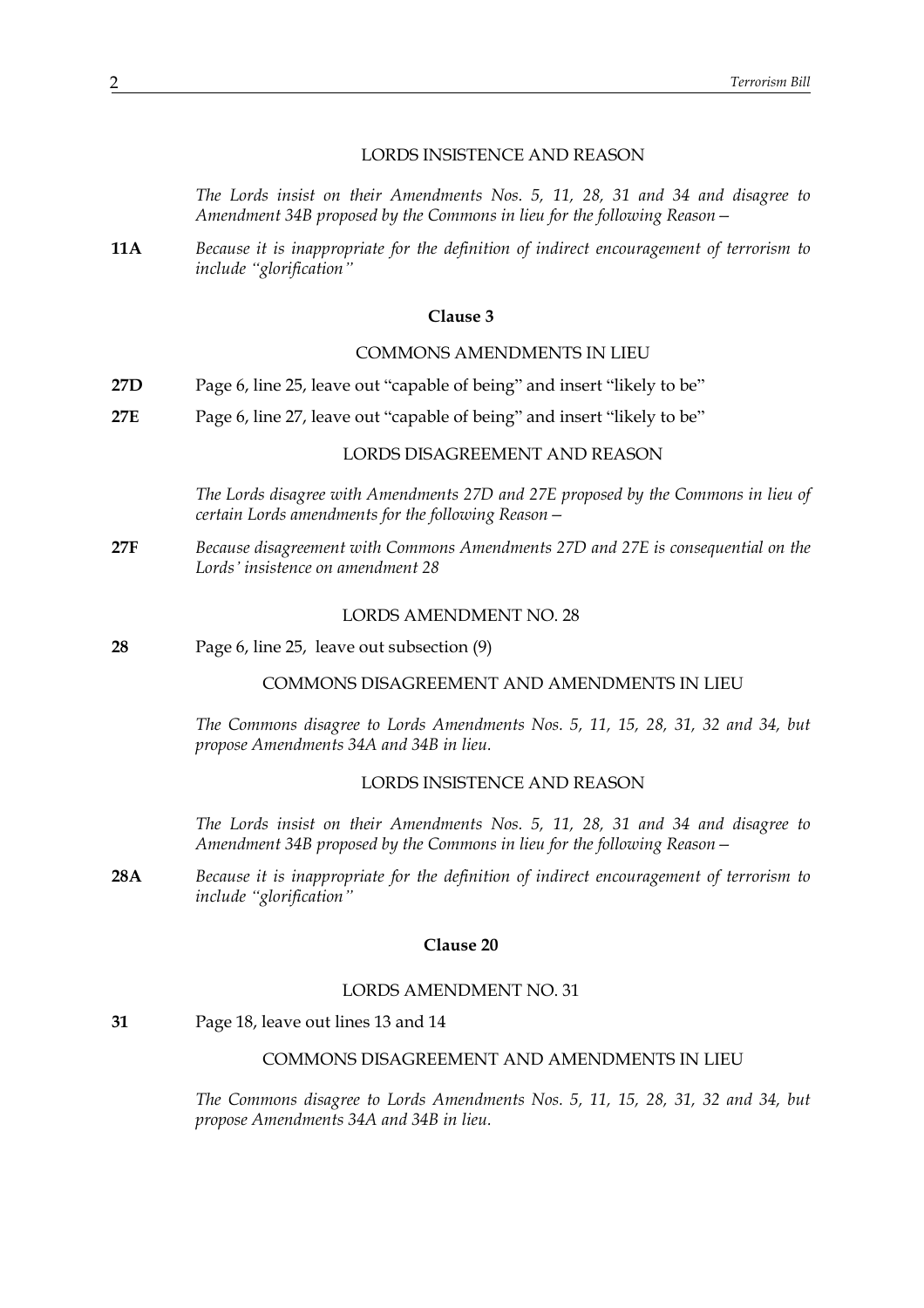LORDS INSISTENCE AND REASON

*The Lords insist on their Amendments Nos. 5, 11, 28, 31 and 34 and disagree to Amendment 34B proposed by the Commons in lieu for the following Reason—*

**11A** *Because it is inappropriate for the definition of indirect encouragement of terrorism to include "glorification"*

### Clause 3

COMMONS AMENDMENTS IN LIEU

**27D** Page 6, line 25, leave out "capable of being" and insert "likely to be"

**27E** Page 6, line 27, leave out "capable of being" and insert "likely to be"

LORDS DISAGREEMENT AND REASON

*The Lords disagree with Amendments 27D and 27E proposed by the Commons in lieu of certain Lords amendments for the following Reason—*

**27F** *Because disagreement with Commons Amendments 27D and 27E is consequential on the Lords' insistence on amendment 28*

LORDS AMENDMENT NO. 28

**28** Page 6, line 25, leave out subsection (9)

COMMONS DISAGREEMENT AND AMENDMENTS IN LIEU

*The Commons disagree to Lords Amendments Nos. 5, 11, 15, 28, 31, 32 and 34, but propose Amendments 34A and 34B in lieu.*

LORDS INSISTENCE AND REASON

*The Lords insist on their Amendments Nos. 5, 11, 28, 31 and 34 and disagree to Amendment 34B proposed by the Commons in lieu for the following Reason—*

**28A** *Because it is inappropriate for the definition of indirect encouragement of terrorism to include "glorification"*

### Clause 20

LORDS AMENDMENT NO. 31

**31** Page 18, leave out lines 13 and 14

COMMONS DISAGREEMENT AND AMENDMENTS IN LIEU

*The Commons disagree to Lords Amendments Nos. 5, 11, 15, 28, 31, 32 and 34, but propose Amendments 34A and 34B in lieu.*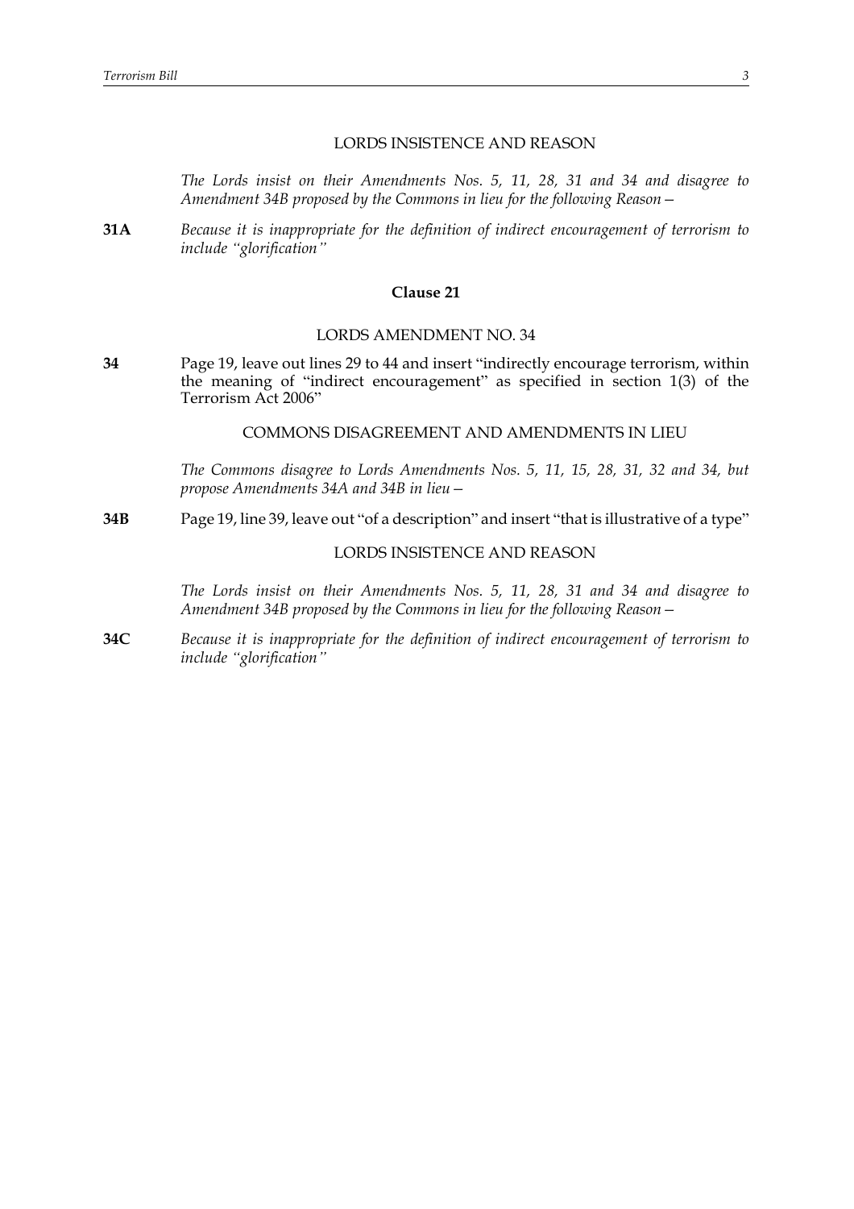LORDS INSISTENCE AND REASON

*The Lords insist on their Amendments Nos. 5, 11, 28, 31 and 34 and disagree to Amendment 34B proposed by the Commons in lieu for the following Reason—*

**31A** *Because it is inappropriate for the definition of indirect encouragement of terrorism to include "glorification"*

### Clause 21

LORDS AMENDMENT NO. 34

**34** Page 19, leave out lines 29 to 44 and insert "indirectly encourage terrorism, within the meaning of "indirect encouragement" as specified in section 1(3) of the Terrorism Act 2006"

COMMONS DISAGREEMENT AND AMENDMENTS IN LIEU

*The Commons disagree to Lords Amendments Nos. 5, 11, 15, 28, 31, 32 and 34, but propose Amendments 34A and 34B in lieu—*

**34B** Page 19, line 39, leave out "of a description" and insert "that is illustrative of a type"

LORDS INSISTENCE AND REASON

*The Lords insist on their Amendments Nos. 5, 11, 28, 31 and 34 and disagree to Amendment 34B proposed by the Commons in lieu for the following Reason—*

**34C** *Because it is inappropriate for the definition of indirect encouragement of terrorism to include "glorification"*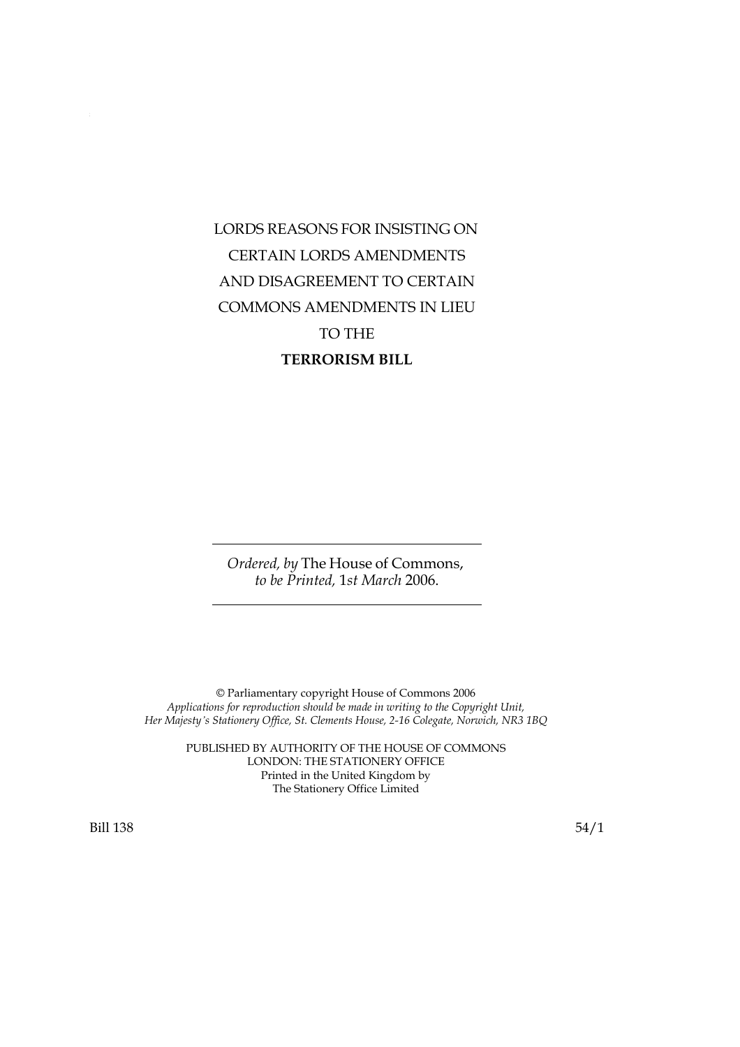# LORDS REASONS FOR INSISTING ON CERTAIN LORDS AMENDMENTS AND DISAGREEMENT TO CERTAIN COMMONS AMENDMENTS IN LIEU TO THE

## TERRORISM BILL

---

*Ordered, by* The House of Commons, *to be Printed,* 1*st March* 2006.

---

© Parliamentary copyright House of Commons 2006
*Applications for reproduction should be made in writing to the Copyright Unit, Her Majesty's Stationery Office, St. Clements House, 2-16 Colegate, Norwich, NR3 1BQ*

PUBLISHED BY AUTHORITY OF THE HOUSE OF COMMONS
LONDON: THE STATIONERY OFFICE
Printed in the United Kingdom by
The Stationery Office Limited

Bill 138 54/1